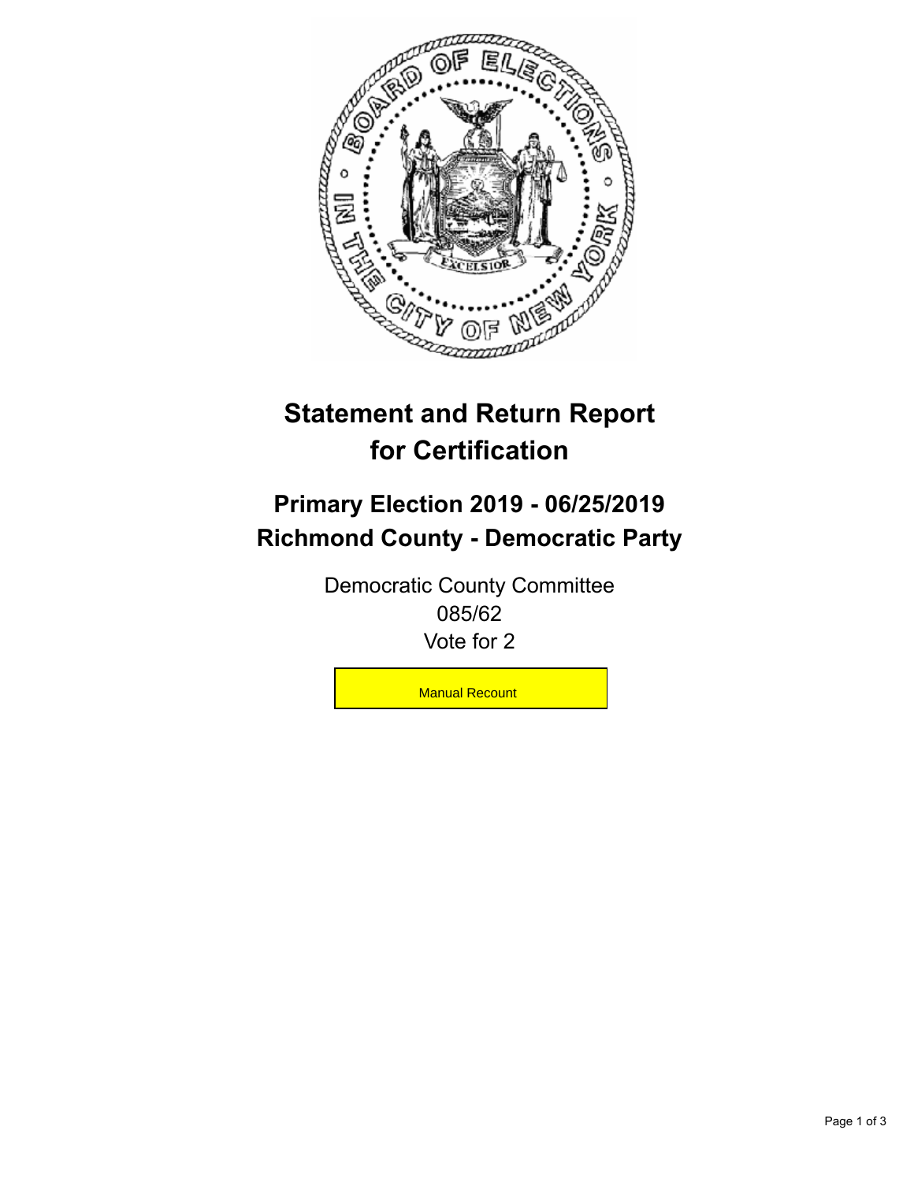# Statement and Return Report for Certification

## Primary Election 2019 - 06/25/2019
## Richmond County - Democratic Party

Democratic County Committee
085/62
Vote for 2

Manual Recount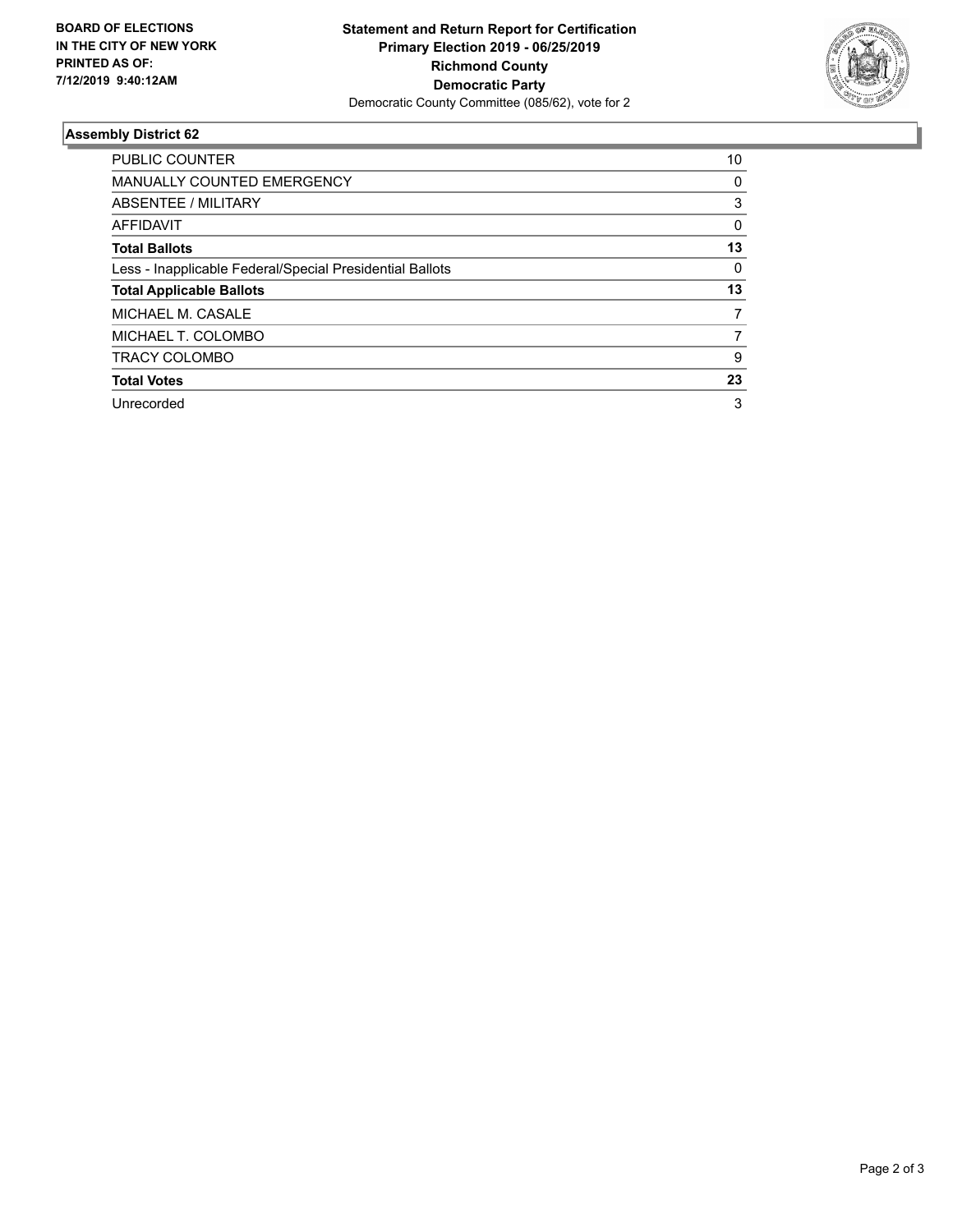**BOARD OF ELECTIONS IN THE CITY OF NEW YORK PRINTED AS OF: 7/12/2019 9:40:12AM**

**Statement and Return Report for Certification**
**Primary Election 2019 - 06/25/2019**
**Richmond County**
**Democratic Party**
Democratic County Committee (085/62), vote for 2

### Assembly District 62

| | |
|---|---|
| PUBLIC COUNTER | 10 |
| MANUALLY COUNTED EMERGENCY | 0 |
| ABSENTEE / MILITARY | 3 |
| AFFIDAVIT | 0 |
| **Total Ballots** | **13** |
| Less - Inapplicable Federal/Special Presidential Ballots | 0 |
| **Total Applicable Ballots** | **13** |
| MICHAEL M. CASALE | 7 |
| MICHAEL T. COLOMBO | 7 |
| TRACY COLOMBO | 9 |
| **Total Votes** | **23** |
| Unrecorded | 3 |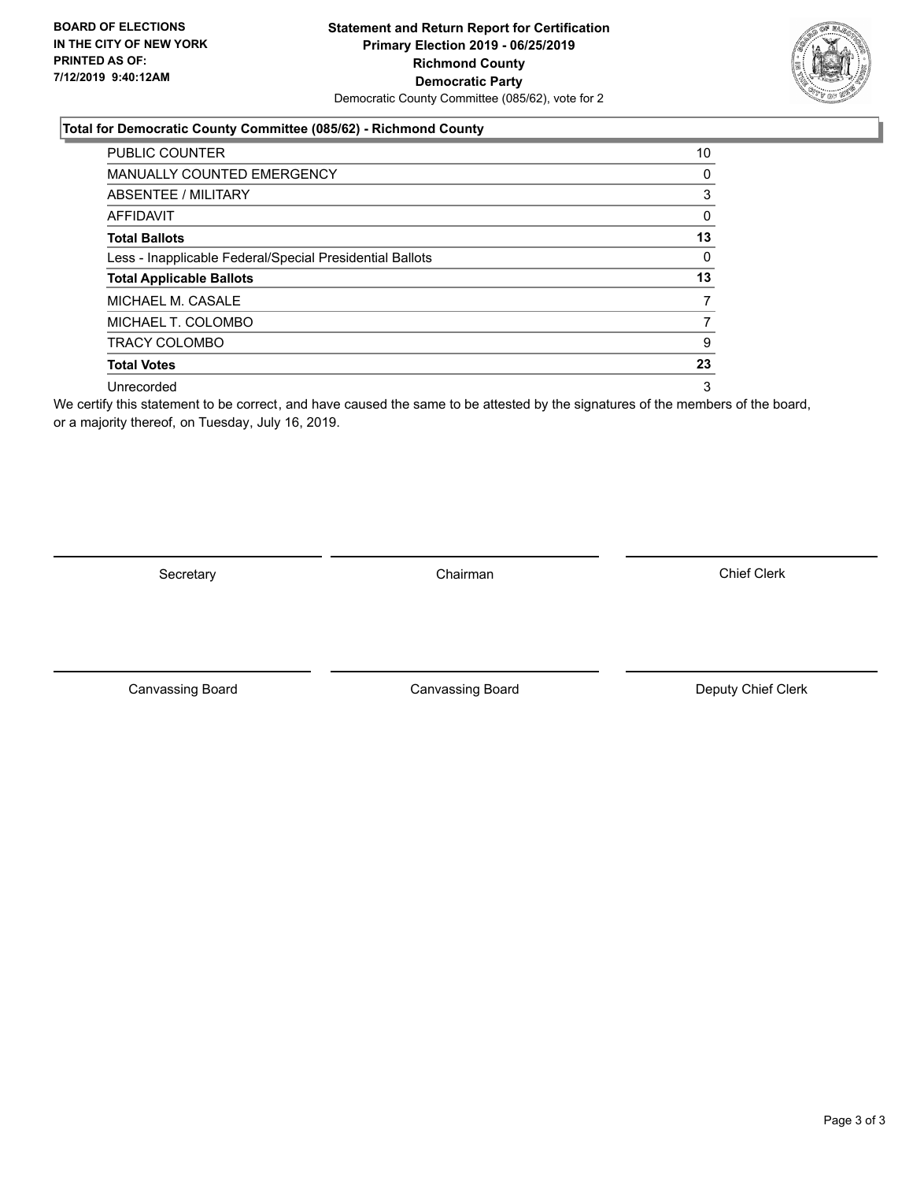**BOARD OF ELECTIONS IN THE CITY OF NEW YORK PRINTED AS OF: 7/12/2019 9:40:12AM**

**Statement and Return Report for Certification Primary Election 2019 - 06/25/2019 Richmond County Democratic Party**

Democratic County Committee (085/62), vote for 2

**Total for Democratic County Committee (085/62) - Richmond County**

| | |
|---|---|
| PUBLIC COUNTER | 10 |
| MANUALLY COUNTED EMERGENCY | 0 |
| ABSENTEE / MILITARY | 3 |
| AFFIDAVIT | 0 |
| **Total Ballots** | **13** |
| Less - Inapplicable Federal/Special Presidential Ballots | 0 |
| **Total Applicable Ballots** | **13** |
| MICHAEL M. CASALE | 7 |
| MICHAEL T. COLOMBO | 7 |
| TRACY COLOMBO | 9 |
| **Total Votes** | **23** |
| Unrecorded | 3 |

We certify this statement to be correct, and have caused the same to be attested by the signatures of the members of the board, or a majority thereof, on Tuesday, July 16, 2019.

Secretary

Chairman

Chief Clerk

Canvassing Board

Canvassing Board

Deputy Chief Clerk